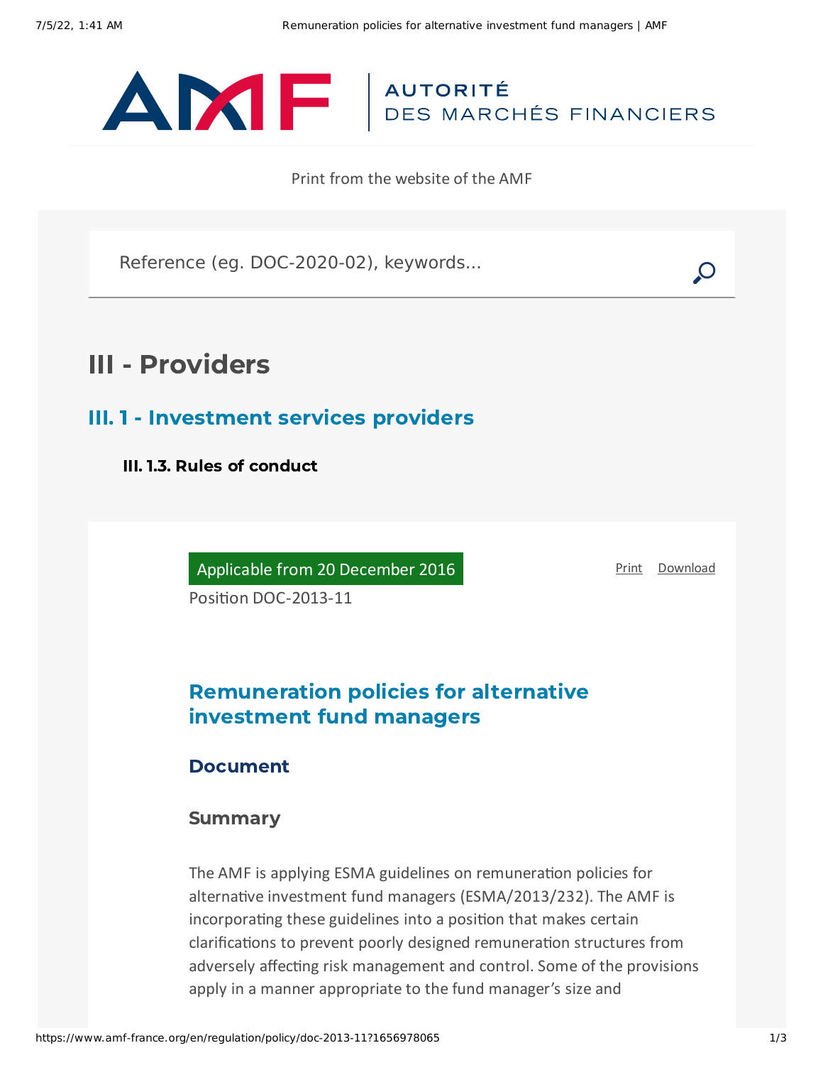Print from the website of the AMF

# III - Providers

## III. 1 - Investment services providers

### III. 1.3. Rules of conduct

Applicable from 20 December 2016

Position DOC-2013-11

## Remuneration policies for alternative investment fund managers

### Document

### Summary

The AMF is applying ESMA guidelines on remuneration policies for alternative investment fund managers (ESMA/2013/232). The AMF is incorporating these guidelines into a position that makes certain clarifications to prevent poorly designed remuneration structures from adversely affecting risk management and control. Some of the provisions apply in a manner appropriate to the fund manager's size and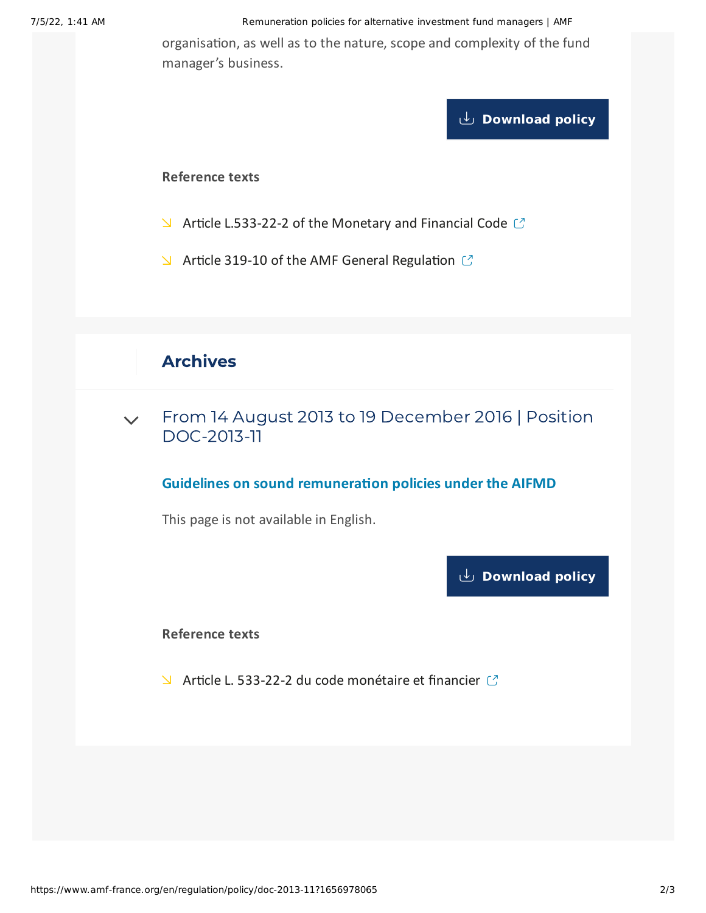organisation, as well as to the nature, scope and complexity of the fund manager's business.

Download policy

**Reference texts**

- Article L.533-22-2 of the Monetary and Financial Code
- Article 319-10 of the AMF General Regulation

## Archives

### From 14 August 2013 to 19 December 2016 | Position DOC-2013-11

**Guidelines on sound remuneration policies under the AIFMD**

This page is not available in English.

Download policy

**Reference texts**

- Article L. 533-22-2 du code monétaire et financier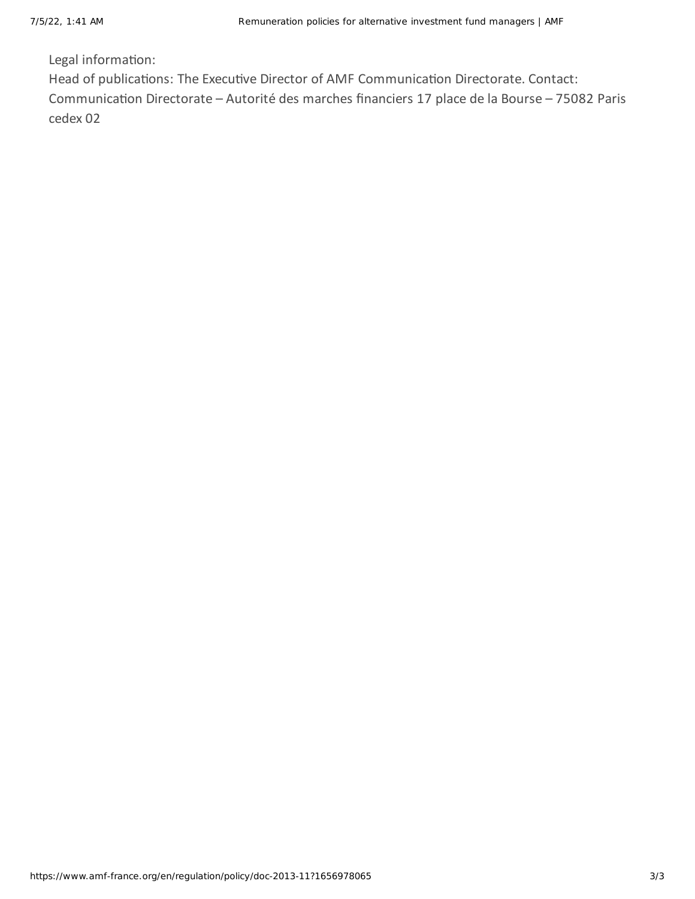Legal information:

Head of publications: The Executive Director of AMF Communication Directorate. Contact: Communication Directorate – Autorité des marches financiers 17 place de la Bourse – 75082 Paris cedex 02